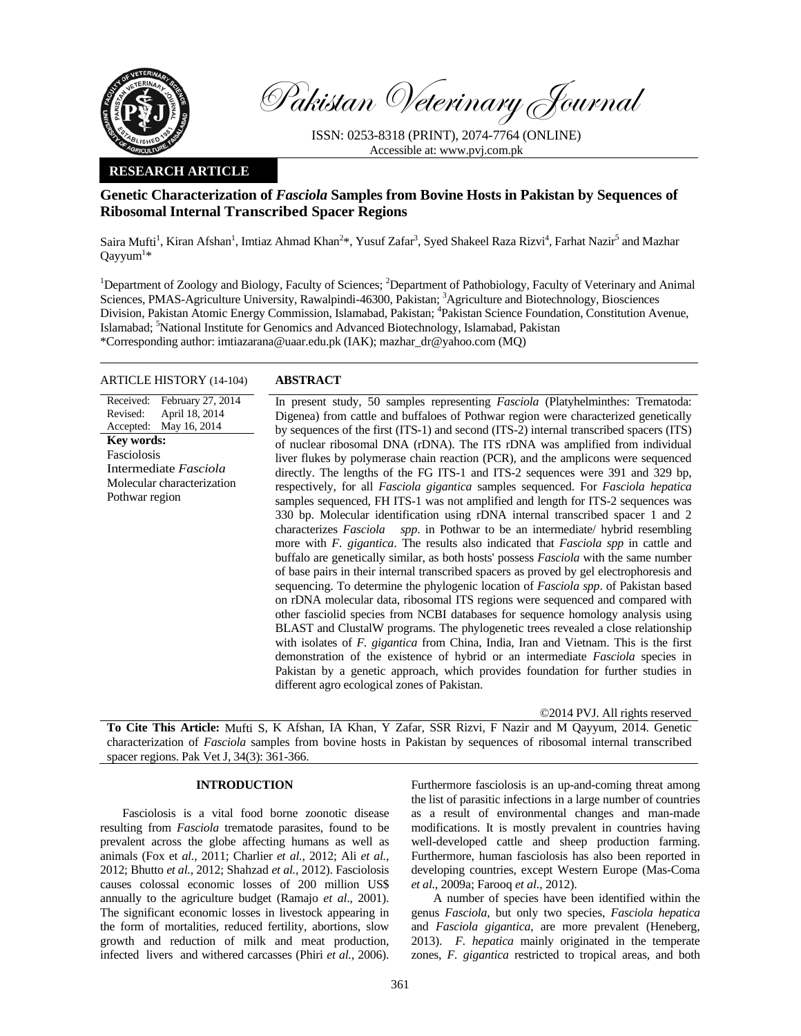Pakistan Veterinary Journal

ISSN: 0253-8318 (PRINT), 2074-7764 (ONLINE)
Accessible at: www.pvj.com.pk

**RESEARCH ARTICLE**

# Genetic Characterization of *Fasciola* Samples from Bovine Hosts in Pakistan by Sequences of Ribosomal Internal Transcribed Spacer Regions

Saira Mufti[1], Kiran Afshan[1], Imtiaz Ahmad Khan[2]*, Yusuf Zafar[3], Syed Shakeel Raza Rizvi[4], Farhat Nazir[5] and Mazhar Qayyum[1]*

[1]Department of Zoology and Biology, Faculty of Sciences; [2]Department of Pathobiology, Faculty of Veterinary and Animal Sciences, PMAS-Agriculture University, Rawalpindi-46300, Pakistan; [3]Agriculture and Biotechnology, Biosciences Division, Pakistan Atomic Energy Commission, Islamabad, Pakistan; [4]Pakistan Science Foundation, Constitution Avenue, Islamabad; [5]National Institute for Genomics and Advanced Biotechnology, Islamabad, Pakistan
*Corresponding author: imtiazarana@uaar.edu.pk (IAK); mazhar_dr@yahoo.com (MQ)

ARTICLE HISTORY (14-104)

Received: February 27, 2014
Revised: April 18, 2014
Accepted: May 16, 2014

**Key words:**
Fasciolosis
Intermediate *Fasciola*
Molecular characterization
Pothwar region

## ABSTRACT

In present study, 50 samples representing *Fasciola* (Platyhelminthes: Trematoda: Digenea) from cattle and buffaloes of Pothwar region were characterized genetically by sequences of the first (ITS-1) and second (ITS-2) internal transcribed spacers (ITS) of nuclear ribosomal DNA (rDNA). The ITS rDNA was amplified from individual liver flukes by polymerase chain reaction (PCR), and the amplicons were sequenced directly. The lengths of the FG ITS-1 and ITS-2 sequences were 391 and 329 bp, respectively, for all *Fasciola gigantica* samples sequenced. For *Fasciola hepatica* samples sequenced, FH ITS-1 was not amplified and length for ITS-2 sequences was 330 bp. Molecular identification using rDNA internal transcribed spacer 1 and 2 characterizes *Fasciola spp*. in Pothwar to be an intermediate/ hybrid resembling more with *F. gigantica*. The results also indicated that *Fasciola spp* in cattle and buffalo are genetically similar, as both hosts' possess *Fasciola* with the same number of base pairs in their internal transcribed spacers as proved by gel electrophoresis and sequencing. To determine the phylogenic location of *Fasciola spp*. of Pakistan based on rDNA molecular data, ribosomal ITS regions were sequenced and compared with other fasciolid species from NCBI databases for sequence homology analysis using BLAST and ClustalW programs. The phylogenetic trees revealed a close relationship with isolates of *F. gigantica* from China, India, Iran and Vietnam. This is the first demonstration of the existence of hybrid or an intermediate *Fasciola* species in Pakistan by a genetic approach, which provides foundation for further studies in different agro ecological zones of Pakistan.

©2014 PVJ. All rights reserved

**To Cite This Article:** Mufti S, K Afshan, IA Khan, Y Zafar, SSR Rizvi, F Nazir and M Qayyum, 2014. Genetic characterization of *Fasciola* samples from bovine hosts in Pakistan by sequences of ribosomal internal transcribed spacer regions. Pak Vet J, 34(3): 361-366.

## INTRODUCTION

Fasciolosis is a vital food borne zoonotic disease resulting from *Fasciola* trematode parasites, found to be prevalent across the globe affecting humans as well as animals (Fox et *al.,* 2011; Charlier *et al.,* 2012; Ali *et al.,* 2012; Bhutto *et al.,* 2012; Shahzad *et al.,* 2012). Fasciolosis causes colossal economic losses of 200 million US$ annually to the agriculture budget (Ramajo *et al*., 2001). The significant economic losses in livestock appearing in the form of mortalities, reduced fertility, abortions, slow growth and reduction of milk and meat production, infected livers and withered carcasses (Phiri *et al.,* 2006). Furthermore fasciolosis is an up-and-coming threat among the list of parasitic infections in a large number of countries as a result of environmental changes and man-made modifications. It is mostly prevalent in countries having well-developed cattle and sheep production farming. Furthermore, human fasciolosis has also been reported in developing countries, except Western Europe (Mas-Coma *et al.,* 2009a; Farooq *et al*., 2012).

A number of species have been identified within the genus *Fasciola*, but only two species, *Fasciola hepatica* and *Fasciola gigantica,* are more prevalent (Heneberg, 2013). *F. hepatica* mainly originated in the temperate zones, *F. gigantica* restricted to tropical areas, and both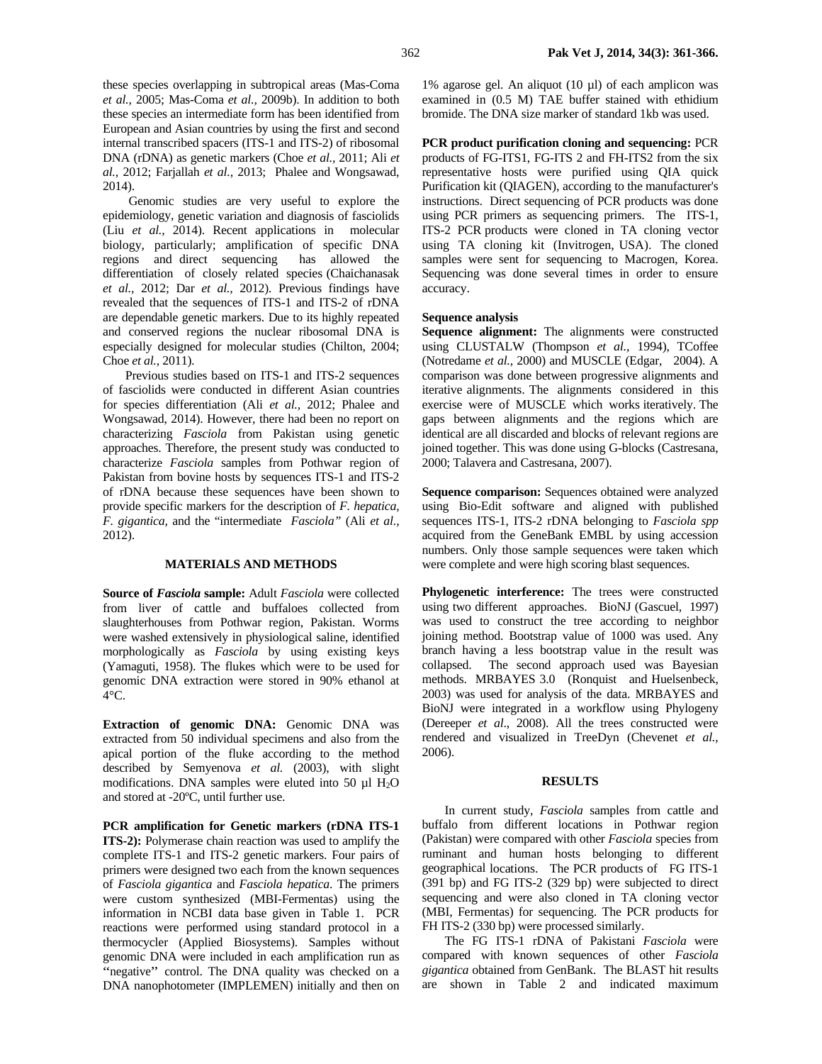these species overlapping in subtropical areas (Mas-Coma *et al.,* 2005; Mas-Coma *et al.,* 2009b). In addition to both these species an intermediate form has been identified from European and Asian countries by using the first and second internal transcribed spacers (ITS-1 and ITS-2) of ribosomal DNA (rDNA) as genetic markers (Choe *et al.,* 2011; Ali *et al.,* 2012; Farjallah *et al.,* 2013; Phalee and Wongsawad, 2014).

Genomic studies are very useful to explore the epidemiology, genetic variation and diagnosis of fasciolids (Liu *et al.,* 2014). Recent applications in molecular biology, particularly; amplification of specific DNA regions and direct sequencing has allowed the differentiation of closely related species (Chaichanasak *et al.,* 2012; Dar *et al.,* 2012). Previous findings have revealed that the sequences of ITS-1 and ITS-2 of rDNA are dependable genetic markers. Due to its highly repeated and conserved regions the nuclear ribosomal DNA is especially designed for molecular studies (Chilton, 2004; Choe *et al.,* 2011).

Previous studies based on ITS-1 and ITS-2 sequences of fasciolids were conducted in different Asian countries for species differentiation (Ali *et al.,* 2012; Phalee and Wongsawad, 2014). However, there had been no report on characterizing *Fasciola* from Pakistan using genetic approaches. Therefore, the present study was conducted to characterize *Fasciola* samples from Pothwar region of Pakistan from bovine hosts by sequences ITS-1 and ITS-2 of rDNA because these sequences have been shown to provide specific markers for the description of *F. hepatica, F. gigantica,* and the "intermediate *Fasciola"* (Ali *et al.,* 2012).

## MATERIALS AND METHODS

**Source of *Fasciola* sample:** Adult *Fasciola* were collected from liver of cattle and buffaloes collected from slaughterhouses from Pothwar region, Pakistan. Worms were washed extensively in physiological saline, identified morphologically as *Fasciola* by using existing keys (Yamaguti, 1958). The flukes which were to be used for genomic DNA extraction were stored in 90% ethanol at 4°C.

**Extraction of genomic DNA:** Genomic DNA was extracted from 50 individual specimens and also from the apical portion of the fluke according to the method described by Semyenova *et al.* (2003), with slight modifications. DNA samples were eluted into 50 µl $H_2O$ and stored at -20ºC, until further use.

**PCR amplification for Genetic markers (rDNA ITS-1 ITS-2):** Polymerase chain reaction was used to amplify the complete ITS-1 and ITS-2 genetic markers. Four pairs of primers were designed two each from the known sequences of *Fasciola gigantica* and *Fasciola hepatica*. The primers were custom synthesized (MBI-Fermentas) using the information in NCBI data base given in Table 1. PCR reactions were performed using standard protocol in a thermocycler (Applied Biosystems). Samples without genomic DNA were included in each amplification run as "negative" control. The DNA quality was checked on a DNA nanophotometer (IMPLEMEN) initially and then on 1% agarose gel. An aliquot (10 µl) of each amplicon was examined in (0.5 M) TAE buffer stained with ethidium bromide. The DNA size marker of standard 1kb was used.

**PCR product purification cloning and sequencing:** PCR products of FG-ITS1, FG-ITS 2 and FH-ITS2 from the six representative hosts were purified using QIA quick Purification kit (QIAGEN), according to the manufacturer's instructions. Direct sequencing of PCR products was done using PCR primers as sequencing primers. The ITS-1, ITS-2 PCR products were cloned in TA cloning vector using TA cloning kit (Invitrogen, USA). The cloned samples were sent for sequencing to Macrogen, Korea. Sequencing was done several times in order to ensure accuracy.

### Sequence analysis

**Sequence alignment:** The alignments were constructed using CLUSTALW (Thompson *et al.,* 1994), TCoffee (Notredame *et al.,* 2000) and MUSCLE (Edgar, 2004). A comparison was done between progressive alignments and iterative alignments. The alignments considered in this exercise were of MUSCLE which works iteratively. The gaps between alignments and the regions which are identical are all discarded and blocks of relevant regions are joined together. This was done using G-blocks (Castresana, 2000; Talavera and Castresana, 2007).

**Sequence comparison:** Sequences obtained were analyzed using Bio-Edit software and aligned with published sequences ITS-1, ITS-2 rDNA belonging to *Fasciola spp* acquired from the GeneBank EMBL by using accession numbers. Only those sample sequences were taken which were complete and were high scoring blast sequences.

**Phylogenetic interference:** The trees were constructed using two different approaches. BioNJ (Gascuel, 1997) was used to construct the tree according to neighbor joining method. Bootstrap value of 1000 was used. Any branch having a less bootstrap value in the result was collapsed. The second approach used was Bayesian methods. MRBAYES 3.0 (Ronquist and Huelsenbeck, 2003) was used for analysis of the data. MRBAYES and BioNJ were integrated in a workflow using Phylogeny (Dereeper *et al*., 2008). All the trees constructed were rendered and visualized in TreeDyn (Chevenet *et al.,* 2006).

## RESULTS

In current study, *Fasciola* samples from cattle and buffalo from different locations in Pothwar region (Pakistan) were compared with other *Fasciola* species from ruminant and human hosts belonging to different geographical locations. The PCR products of FG ITS-1 (391 bp) and FG ITS-2 (329 bp) were subjected to direct sequencing and were also cloned in TA cloning vector (MBI, Fermentas) for sequencing. The PCR products for FH ITS-2 (330 bp) were processed similarly.

The FG ITS-1 rDNA of Pakistani *Fasciola* were compared with known sequences of other *Fasciola gigantica* obtained from GenBank. The BLAST hit results are shown in Table 2 and indicated maximum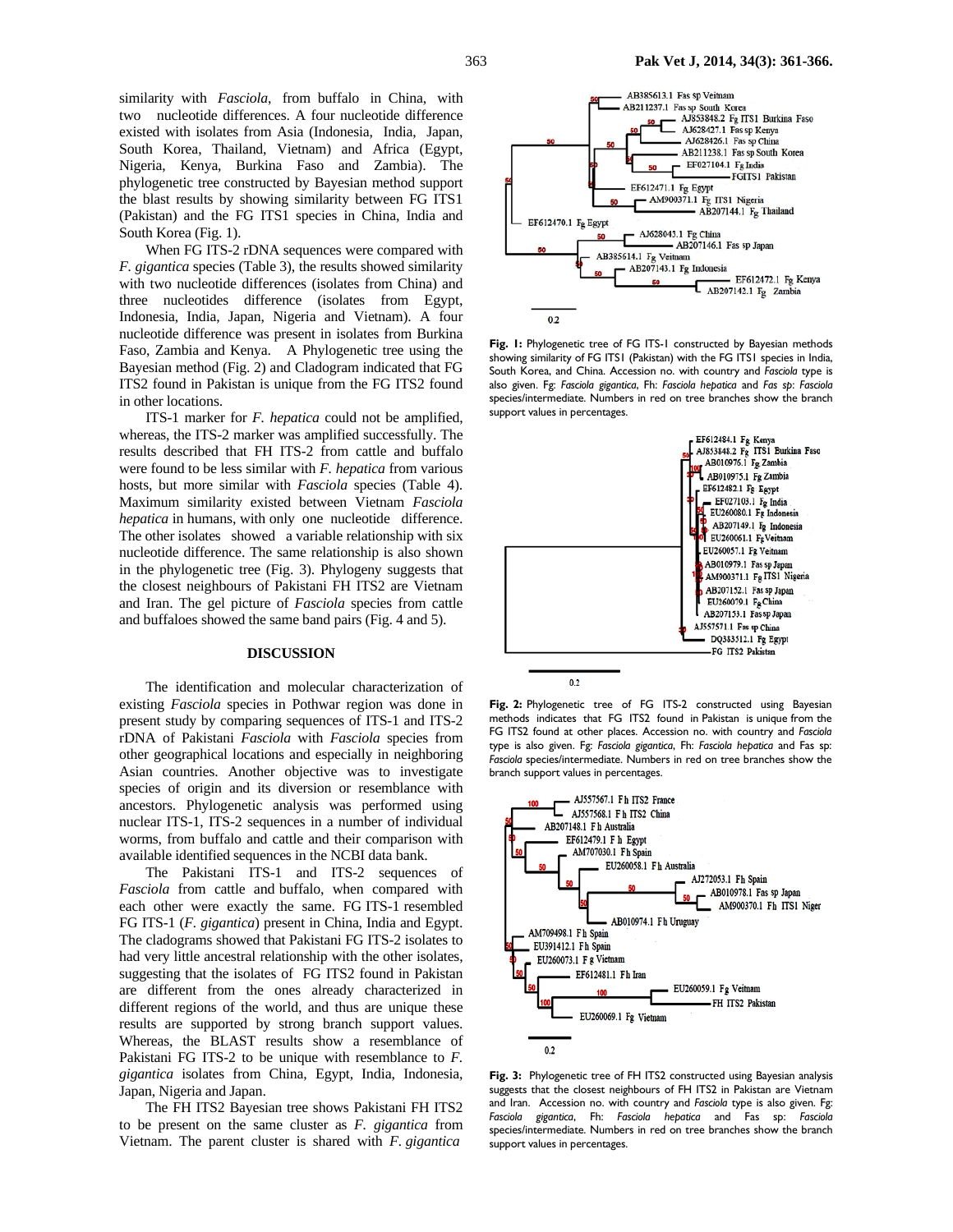similarity with *Fasciola*, from buffalo in China, with two nucleotide differences. A four nucleotide difference existed with isolates from Asia (Indonesia, India, Japan, South Korea, Thailand, Vietnam) and Africa (Egypt, Nigeria, Kenya, Burkina Faso and Zambia). The phylogenetic tree constructed by Bayesian method support the blast results by showing similarity between FG ITS1 (Pakistan) and the FG ITS1 species in China, India and South Korea (Fig. 1).

When FG ITS-2 rDNA sequences were compared with *F. gigantica* species (Table 3), the results showed similarity with two nucleotide differences (isolates from China) and three nucleotides difference (isolates from Egypt, Indonesia, India, Japan, Nigeria and Vietnam). A four nucleotide difference was present in isolates from Burkina Faso, Zambia and Kenya. A Phylogenetic tree using the Bayesian method (Fig. 2) and Cladogram indicated that FG ITS2 found in Pakistan is unique from the FG ITS2 found in other locations.

ITS-1 marker for *F. hepatica* could not be amplified, whereas, the ITS-2 marker was amplified successfully. The results described that FH ITS-2 from cattle and buffalo were found to be less similar with *F. hepatica* from various hosts, but more similar with *Fasciola* species (Table 4). Maximum similarity existed between Vietnam *Fasciola hepatica* in humans, with only one nucleotide difference. The other isolates showed a variable relationship with six nucleotide difference. The same relationship is also shown in the phylogenetic tree (Fig. 3). Phylogeny suggests that the closest neighbours of Pakistani FH ITS2 are Vietnam and Iran. The gel picture of *Fasciola* species from cattle and buffaloes showed the same band pairs (Fig. 4 and 5).

## DISCUSSION

The identification and molecular characterization of existing *Fasciola* species in Pothwar region was done in present study by comparing sequences of ITS-1 and ITS-2 rDNA of Pakistani *Fasciola* with *Fasciola* species from other geographical locations and especially in neighboring Asian countries. Another objective was to investigate species of origin and its diversion or resemblance with ancestors. Phylogenetic analysis was performed using nuclear ITS-1, ITS-2 sequences in a number of individual worms, from buffalo and cattle and their comparison with available identified sequences in the NCBI data bank.

The Pakistani ITS-1 and ITS-2 sequences of *Fasciola* from cattle and buffalo, when compared with each other were exactly the same. FG ITS-1 resembled FG ITS-1 (*F. gigantica*) present in China, India and Egypt. The cladograms showed that Pakistani FG ITS-2 isolates to had very little ancestral relationship with the other isolates, suggesting that the isolates of FG ITS2 found in Pakistan are different from the ones already characterized in different regions of the world, and thus are unique these results are supported by strong branch support values. Whereas, the BLAST results show a resemblance of Pakistani FG ITS-2 to be unique with resemblance to *F. gigantica* isolates from China, Egypt, India, Indonesia, Japan, Nigeria and Japan.

The FH ITS2 Bayesian tree shows Pakistani FH ITS2 to be present on the same cluster as *F. gigantica* from Vietnam. The parent cluster is shared with *F. gigantica*

**Fig. 1:** Phylogenetic tree of FG ITS-1 constructed by Bayesian methods showing similarity of FG ITS1 (Pakistan) with the FG ITS1 species in India, South Korea, and China. Accession no. with country and *Fasciola* type is also given. Fg: *Fasciola gigantica*, Fh: *Fasciola hepatica* and *Fas sp*: *Fasciola* species/intermediate. Numbers in red on tree branches show the branch support values in percentages.

**Fig. 2:** Phylogenetic tree of FG ITS-2 constructed using Bayesian methods indicates that FG ITS2 found in Pakistan is unique from the FG ITS2 found at other places. Accession no. with country and *Fasciola* type is also given. Fg: *Fasciola gigantica*, Fh: *Fasciola hepatica* and Fas sp: *Fasciola* species/intermediate. Numbers in red on tree branches show the branch support values in percentages.

**Fig. 3:** Phylogenetic tree of FH ITS2 constructed using Bayesian analysis suggests that the closest neighbours of FH ITS2 in Pakistan are Vietnam and Iran. Accession no. with country and *Fasciola* type is also given. Fg: *Fasciola gigantica*, Fh: *Fasciola hepatica* and Fas sp: *Fasciola* species/intermediate. Numbers in red on tree branches show the branch support values in percentages.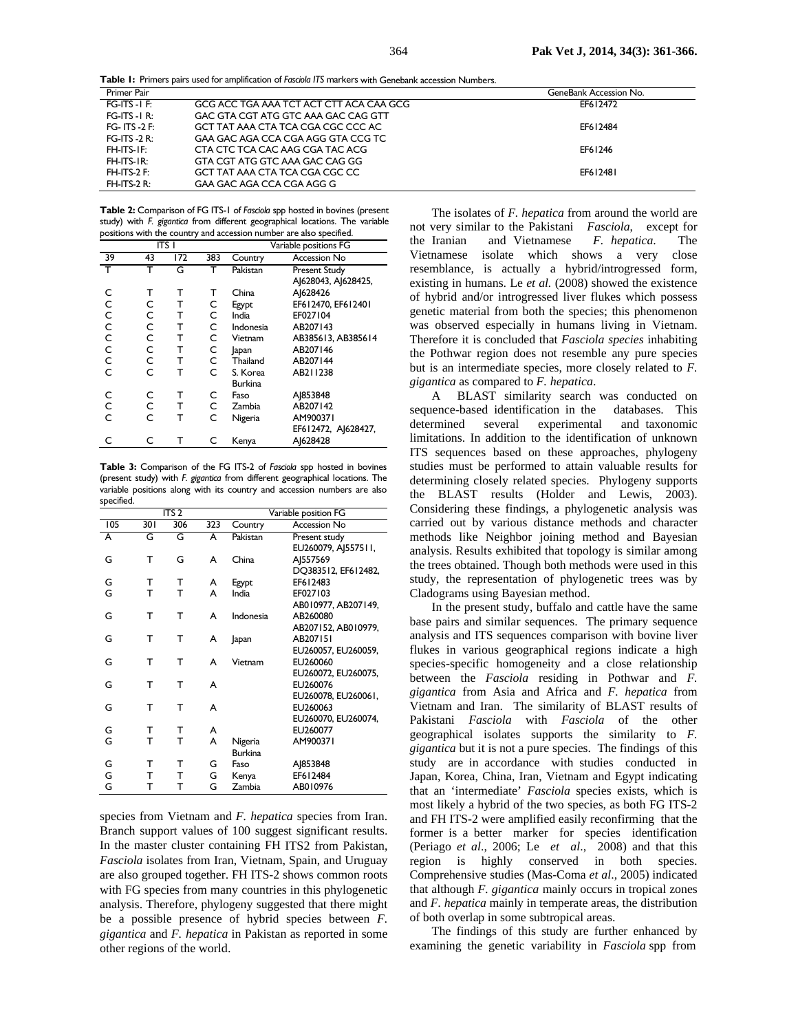**Table 1:** Primers pairs used for amplification of *Fasciola ITS* markers with Genebank accession Numbers.

| Primer Pair | | GeneBank Accession No. |
|---|---|---|
| FG-ITS -1 F: | GCG ACC TGA AAA TCT ACT CTT ACA CAA GCG | EF612472 |
| FG-ITS -1 R: | GAC GTA CGT ATG GTC AAA GAC CAG GTT | |
| FG- ITS -2 F: | GCT TAT AAA CTA TCA CGA CGC CCC AC | EF612484 |
| FG-ITS -2 R: | GAA GAC AGA CCA CGA AGG GTA CCG TC | |
| FH-ITS-1F: | CTA CTC TCA CAC AAG CGA TAC ACG | EF61246 |
| FH-ITS-1R: | GTA CGT ATG GTC AAA GAC CAG GG | |
| FH-ITS-2 F: | GCT TAT AAA CTA TCA CGA CGC CC | EF612481 |
| FH-ITS-2 R: | GAA GAC AGA CCA CGA AGG G | |

**Table 2:** Comparison of FG ITS-1 of *Fasciola* spp hosted in bovines (present study) with *F. gigantica* from different geographical locations. The variable positions with the country and accession number are also specified.

| ITS 1 | | | | Variable positions FG | |
|---|---|---|---|---|---|
| 39 | 43 | 172 | 383 | Country | Accession No |
| T | T | G | T | Pakistan | Present Study AJ628043, AJ628425, |
| C | T | T | T | China | AJ628426 |
| C | C | T | C | Egypt | EF612470, EF612401 |
| C | C | T | C | India | EF027104 |
| C | C | T | C | Indonesia | AB207143 |
| C | C | T | C | Vietnam | AB385613, AB385614 |
| C | C | T | C | Japan | AB207146 |
| C | C | T | C | Thailand | AB207144 |
| C | C | T | C | S. Korea | AB211238 |
| C | C | T | C | Burkina Faso | AJ853848 |
| C | C | T | C | Zambia | AB207142 |
| C | C | T | C | Nigeria | AM900371 EF612472, AJ628427, |
| C | C | T | C | Kenya | AJ628428 |

**Table 3:** Comparison of the FG ITS-2 of *Fasciola* spp hosted in bovines (present study) with *F. gigantica* from different geographical locations. The variable positions along with its country and accession numbers are also specified.

| ITS 2 | | | | Variable position FG | |
|---|---|---|---|---|---|
| 105 | 301 | 306 | 323 | Country | Accession No |
| A | G | G | A | Pakistan | Present study EU260079, AJ557511, |
| G | T | G | A | China | AJ557569 DQ383512, EF612482, |
| G | T | T | A | Egypt | EF612483 |
| G | T | T | A | India | EF027103 AB010977, AB207149, |
| G | T | T | A | Indonesia | AB260080 AB207152, AB010979, |
| G | T | T | A | Japan | AB207151 EU260057, EU260059, |
| G | T | T | A | Vietnam | EU260060 EU260072, EU260075, |
| G | T | T | A | | EU260076 EU260078, EU260061, |
| G | T | T | A | | EU260063 EU260070, EU260074, |
| G | T | T | A | | EU260077 |
| G | T | T | A | Nigeria | AM900371 |
| G | T | T | G | Burkina Faso | AJ853848 |
| G | T | T | G | Kenya | EF612484 |
| G | T | T | G | Zambia | AB010976 |

species from Vietnam and *F. hepatica* species from Iran. Branch support values of 100 suggest significant results. In the master cluster containing FH ITS2 from Pakistan, *Fasciola* isolates from Iran, Vietnam, Spain, and Uruguay are also grouped together. FH ITS-2 shows common roots with FG species from many countries in this phylogenetic analysis. Therefore, phylogeny suggested that there might be a possible presence of hybrid species between *F. gigantica* and *F. hepatica* in Pakistan as reported in some other regions of the world.

The isolates of *F. hepatica* from around the world are not very similar to the Pakistani *Fasciola,* except for the Iranian and Vietnamese *F. hepatica.* The Vietnamese isolate which shows a very close resemblance, is actually a hybrid/introgressed form, existing in humans. Le *et al.* (2008) showed the existence of hybrid and/or introgressed liver flukes which possess genetic material from both the species; this phenomenon was observed especially in humans living in Vietnam. Therefore it is concluded that *Fasciola species* inhabiting the Pothwar region does not resemble any pure species but is an intermediate species, more closely related to *F. gigantica* as compared to *F. hepatica*.

A BLAST similarity search was conducted on sequence-based identification in the databases. This determined several experimental and taxonomic limitations. In addition to the identification of unknown ITS sequences based on these approaches, phylogeny studies must be performed to attain valuable results for determining closely related species. Phylogeny supports the BLAST results (Holder and Lewis, 2003). Considering these findings, a phylogenetic analysis was carried out by various distance methods and character methods like Neighbor joining method and Bayesian analysis. Results exhibited that topology is similar among the trees obtained. Though both methods were used in this study, the representation of phylogenetic trees was by Cladograms using Bayesian method.

In the present study, buffalo and cattle have the same base pairs and similar sequences. The primary sequence analysis and ITS sequences comparison with bovine liver flukes in various geographical regions indicate a high species-specific homogeneity and a close relationship between the *Fasciola* residing in Pothwar and *F. gigantica* from Asia and Africa and *F. hepatica* from Vietnam and Iran. The similarity of BLAST results of Pakistani *Fasciola* with *Fasciola* of the other geographical isolates supports the similarity to *F. gigantica* but it is not a pure species. The findings of this study are in accordance with studies conducted in Japan, Korea, China, Iran, Vietnam and Egypt indicating that an 'intermediate' *Fasciola* species exists, which is most likely a hybrid of the two species, as both FG ITS-2 and FH ITS-2 were amplified easily reconfirming that the former is a better marker for species identification (Periago *et al*., 2006; Le *et al*., 2008) and that this region is highly conserved in both species. Comprehensive studies (Mas-Coma *et al*., 2005) indicated that although *F. gigantica* mainly occurs in tropical zones and *F. hepatica* mainly in temperate areas, the distribution of both overlap in some subtropical areas.

The findings of this study are further enhanced by examining the genetic variability in *Fasciola* spp from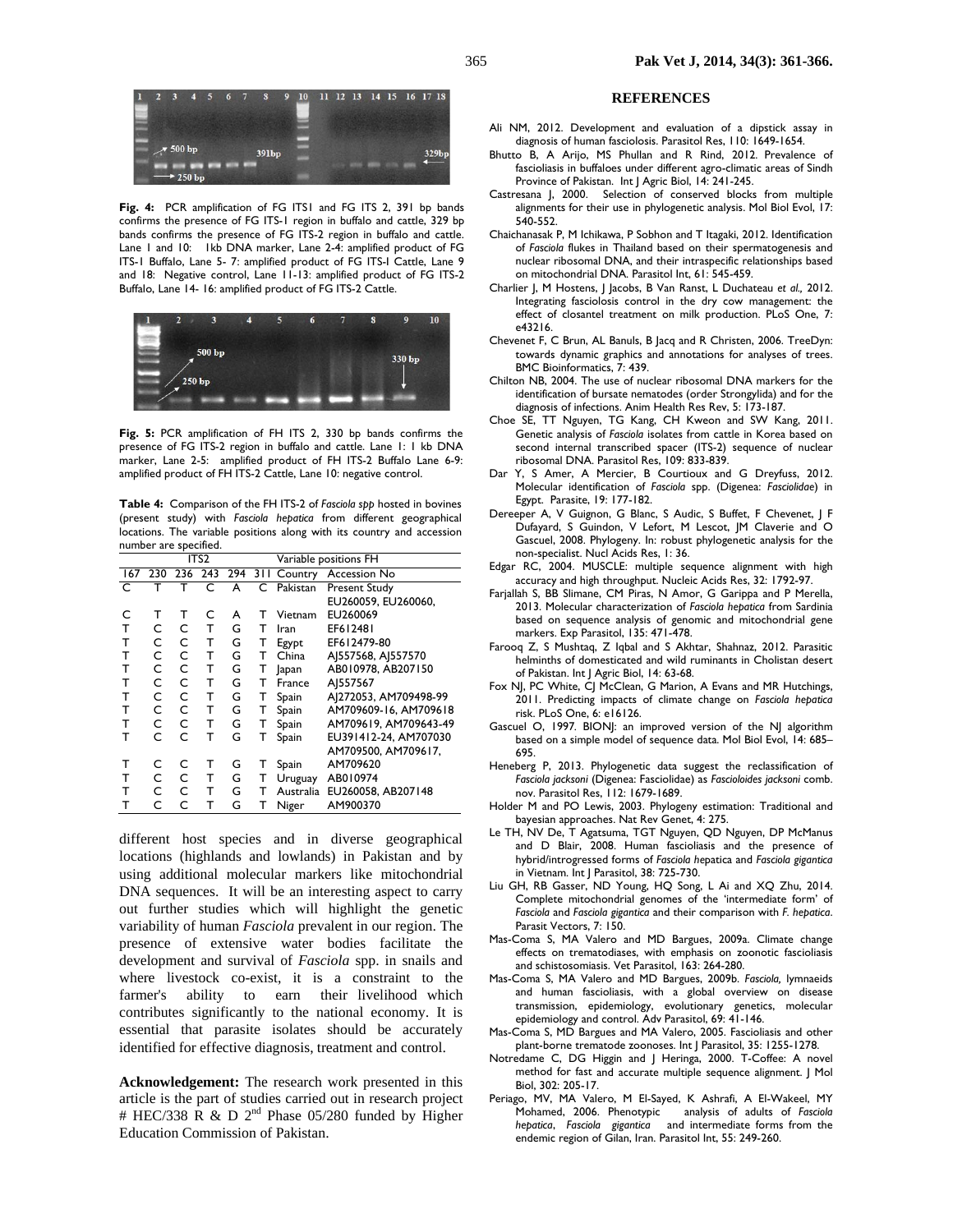**Fig. 4:** PCR amplification of FG ITS1 and FG ITS 2, 391 bp bands confirms the presence of FG ITS-1 region in buffalo and cattle, 329 bp bands confirms the presence of FG ITS-2 region in buffalo and cattle. Lane 1 and 10: 1kb DNA marker, Lane 2-4: amplified product of FG ITS-1 Buffalo, Lane 5- 7: amplified product of FG ITS-I Cattle, Lane 9 and 18: Negative control, Lane 11-13: amplified product of FG ITS-2 Buffalo, Lane 14- 16: amplified product of FG ITS-2 Cattle.

**Fig. 5:** PCR amplification of FH ITS 2, 330 bp bands confirms the presence of FG ITS-2 region in buffalo and cattle. Lane 1: 1 kb DNA marker, Lane 2-5: amplified product of FH ITS-2 Buffalo Lane 6-9: amplified product of FH ITS-2 Cattle, Lane 10: negative control.

**Table 4:** Comparison of the FH ITS-2 of *Fasciola spp* hosted in bovines (present study) with *Fasciola hepatica* from different geographical locations. The variable positions along with its country and accession number are specified.

| ITS2 | | | | | | Variable positions FH | |
|---|---|---|---|---|---|---|---|
| 167 | 230 | 236 | 243 | 294 | 311 | Country | Accession No |
| C | T | T | C | A | C | Pakistan | Present Study |
| | | | | | | | EU260059, EU260060, |
| C | T | T | C | A | T | Vietnam | EU260069 |
| T | C | C | T | G | T | Iran | EF612481 |
| T | C | C | T | G | T | Egypt | EF612479-80 |
| T | C | C | T | G | T | China | AJ557568, AJ557570 |
| T | C | C | T | G | T | Japan | AB010978, AB207150 |
| T | C | C | T | G | T | France | AJ557567 |
| T | C | C | T | G | T | Spain | AJ272053, AM709498-99 |
| T | C | C | T | G | T | Spain | AM709609-16, AM709618 |
| T | C | C | T | G | T | Spain | AM709619, AM709643-49 |
| T | C | C | T | G | T | Spain | EU391412-24, AM707030 |
| | | | | | | | AM709500, AM709617, |
| T | C | C | T | G | T | Spain | AM709620 |
| T | C | C | T | G | T | Uruguay | AB010974 |
| T | C | C | T | G | T | Australia | EU260058, AB207148 |
| T | C | C | T | G | T | Niger | AM900370 |

different host species and in diverse geographical locations (highlands and lowlands) in Pakistan and by using additional molecular markers like mitochondrial DNA sequences. It will be an interesting aspect to carry out further studies which will highlight the genetic variability of human *Fasciola* prevalent in our region. The presence of extensive water bodies facilitate the development and survival of *Fasciola* spp. in snails and where livestock co-exist, it is a constraint to the farmer's ability to earn their livelihood which contributes significantly to the national economy. It is essential that parasite isolates should be accurately identified for effective diagnosis, treatment and control.

**Acknowledgement:** The research work presented in this article is the part of studies carried out in research project # HEC/338 R & D 2[nd] Phase 05/280 funded by Higher Education Commission of Pakistan.

## REFERENCES

Ali NM, 2012. Development and evaluation of a dipstick assay in diagnosis of human fasciolosis. Parasitol Res, 110: 1649-1654.

Bhutto B, A Arijo, MS Phullan and R Rind, 2012. Prevalence of fascioliasis in buffaloes under different agro-climatic areas of Sindh Province of Pakistan. Int J Agric Biol, 14: 241-245.

Castresana J, 2000. Selection of conserved blocks from multiple alignments for their use in phylogenetic analysis. Mol Biol Evol, 17: 540-552.

Chaichanasak P, M Ichikawa, P Sobhon and T Itagaki, 2012. Identification of *Fasciola* flukes in Thailand based on their spermatogenesis and nuclear ribosomal DNA, and their intraspecific relationships based on mitochondrial DNA. Parasitol Int, 61: 545-459.

Charlier J, M Hostens, J Jacobs, B Van Ranst, L Duchateau *et al.,* 2012. Integrating fasciolosis control in the dry cow management: the effect of closantel treatment on milk production. PLoS One, 7: e43216.

Chevenet F, C Brun, AL Banuls, B Jacq and R Christen, 2006. TreeDyn: towards dynamic graphics and annotations for analyses of trees. BMC Bioinformatics, 7: 439.

Chilton NB, 2004. The use of nuclear ribosomal DNA markers for the identification of bursate nematodes (order Strongylida) and for the diagnosis of infections. Anim Health Res Rev, 5: 173-187.

Choe SE, TT Nguyen, TG Kang, CH Kweon and SW Kang, 2011. Genetic analysis of *Fasciola* isolates from cattle in Korea based on second internal transcribed spacer (ITS-2) sequence of nuclear ribosomal DNA. Parasitol Res, 109: 833-839.

Dar Y, S Amer, A Mercier, B Courtioux and G Dreyfuss, 2012. Molecular identification of *Fasciola* spp. (Digenea: *Fasciolidae*) in Egypt. Parasite, 19: 177-182.

Dereeper A, V Guignon, G Blanc, S Audic, S Buffet, F Chevenet, J F Dufayard, S Guindon, V Lefort, M Lescot, JM Claverie and O Gascuel, 2008. Phylogeny. In: robust phylogenetic analysis for the non-specialist. Nucl Acids Res, 1: 36.

Edgar RC, 2004. MUSCLE: multiple sequence alignment with high accuracy and high throughput. Nucleic Acids Res, 32: 1792-97.

Farjallah S, BB Slimane, CM Piras, N Amor, G Garippa and P Merella, 2013. Molecular characterization of *Fasciola hepatica* from Sardinia based on sequence analysis of genomic and mitochondrial gene markers. Exp Parasitol, 135: 471-478.

Farooq Z, S Mushtaq, Z Iqbal and S Akhtar, Shahnaz, 2012. Parasitic helminths of domesticated and wild ruminants in Cholistan desert of Pakistan. Int J Agric Biol, 14: 63-68.

Fox NJ, PC White, CJ McClean, G Marion, A Evans and MR Hutchings, 2011. Predicting impacts of climate change on *Fasciola hepatica* risk. PLoS One, 6: e16126.

Gascuel O, 1997. BIONJ: an improved version of the NJ algorithm based on a simple model of sequence data. Mol Biol Evol, 14: 685–695.

Heneberg P, 2013. Phylogenetic data suggest the reclassification of *Fasciola jacksoni* (Digenea: Fasciolidae) as *Fascioloides jacksoni* comb. nov. Parasitol Res, 112: 1679-1689.

Holder M and PO Lewis, 2003. Phylogeny estimation: Traditional and bayesian approaches. Nat Rev Genet, 4: 275.

Le TH, NV De, T Agatsuma, TGT Nguyen, QD Nguyen, DP McManus and D Blair, 2008. Human fascioliasis and the presence of hybrid/introgressed forms of *Fasciola hepatica* and *Fasciola gigantica* in Vietnam. Int J Parasitol, 38: 725-730.

Liu GH, RB Gasser, ND Young, HQ Song, L Ai and XQ Zhu, 2014. Complete mitochondrial genomes of the 'intermediate form' of *Fasciola* and *Fasciola gigantica* and their comparison with *F. hepatica*. Parasit Vectors, 7: 150.

Mas-Coma S, MA Valero and MD Bargues, 2009a. Climate change effects on trematodiases, with emphasis on zoonotic fascioliasis and schistosomiasis. Vet Parasitol, 163: 264-280.

Mas-Coma S, MA Valero and MD Bargues, 2009b. *Fasciola,* lymnaeids and human fascioliasis, with a global overview on disease transmission, epidemiology, evolutionary genetics, molecular epidemiology and control. Adv Parasitol, 69: 41-146.

Mas-Coma S, MD Bargues and MA Valero, 2005. Fascioliasis and other plant-borne trematode zoonoses. Int J Parasitol, 35: 1255-1278.

Notredame C, DG Higgin and J Heringa, 2000. T-Coffee: A novel method for fast and accurate multiple sequence alignment. J Mol Biol, 302: 205-17.

Periago, MV, MA Valero, M El-Sayed, K Ashrafi, A El-Wakeel, MY Mohamed, 2006. Phenotypic analysis of adults of *Fasciola hepatica*, *Fasciola gigantica* and intermediate forms from the endemic region of Gilan, Iran. Parasitol Int, 55: 249-260.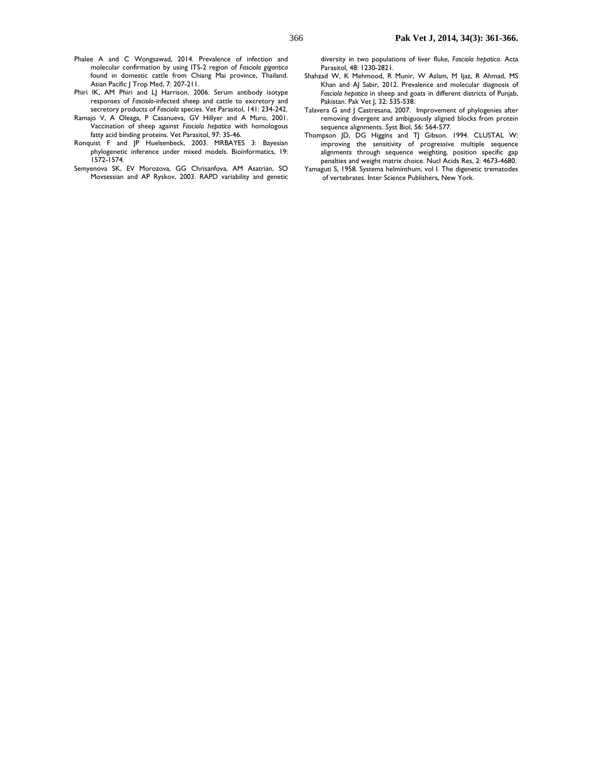Phalee A and C Wongsawad, 2014. Prevalence of infection and molecular confirmation by using ITS-2 region of *Fasciola gigantica* found in domestic cattle from Chiang Mai province, Thailand. Asian Pacific J Trop Med, 7: 207-211.

Phiri IK, AM Phiri and LJ Harrison. 2006. Serum antibody isotype responses of *Fasciola*-infected sheep and cattle to excretory and secretory products of *Fasciola* species. Vet Parasitol, 141: 234-242.

Ramajo V, A Oleaga, P Casanueva, GV Hillyer and A Muro, 2001. Vaccination of sheep against *Fasciola hepatica* with homologous fatty acid binding proteins. Vet Parasitol, 97: 35-46.

Ronquist F and JP Huelsenbeck, 2003. MRBAYES 3: Bayesian phylogenetic inference under mixed models. Bioinformatics, 19: 1572-1574.

Semyenova SK, EV Morozova, GG Chrisanfova, AM Asatrian, SO Movsessian and AP Ryskov, 2003. RAPD variability and genetic diversity in two populations of liver fluke, *Fasciola hepatica*. Acta Parasitol, 48: 1230-2821.

Shahzad W, K Mehmood, R Munir, W Aslam, M Ijaz, R Ahmad, MS Khan and AJ Sabir, 2012. Prevalence and molecular diagnosis of *Fasciola hepatica* in sheep and goats in different districts of Punjab, Pakistan. Pak Vet J, 32: 535-538.

Talavera G and J Castresana, 2007. Improvement of phylogenies after removing divergent and ambiguously aligned blocks from protein sequence alignments. Syst Biol, 56: 564-577.

Thompson JD, DG Higgins and TJ Gibson. 1994. CLUSTAL W: improving the sensitivity of progressive multiple sequence alignments through sequence weighting, position specific gap penalties and weight matrix choice. Nucl Acids Res, 2: 4673-4680.

Yamaguti S, 1958. Systema helminthum, vol I. The digenetic trematodes of vertebrates. Inter Science Publishers, New York.